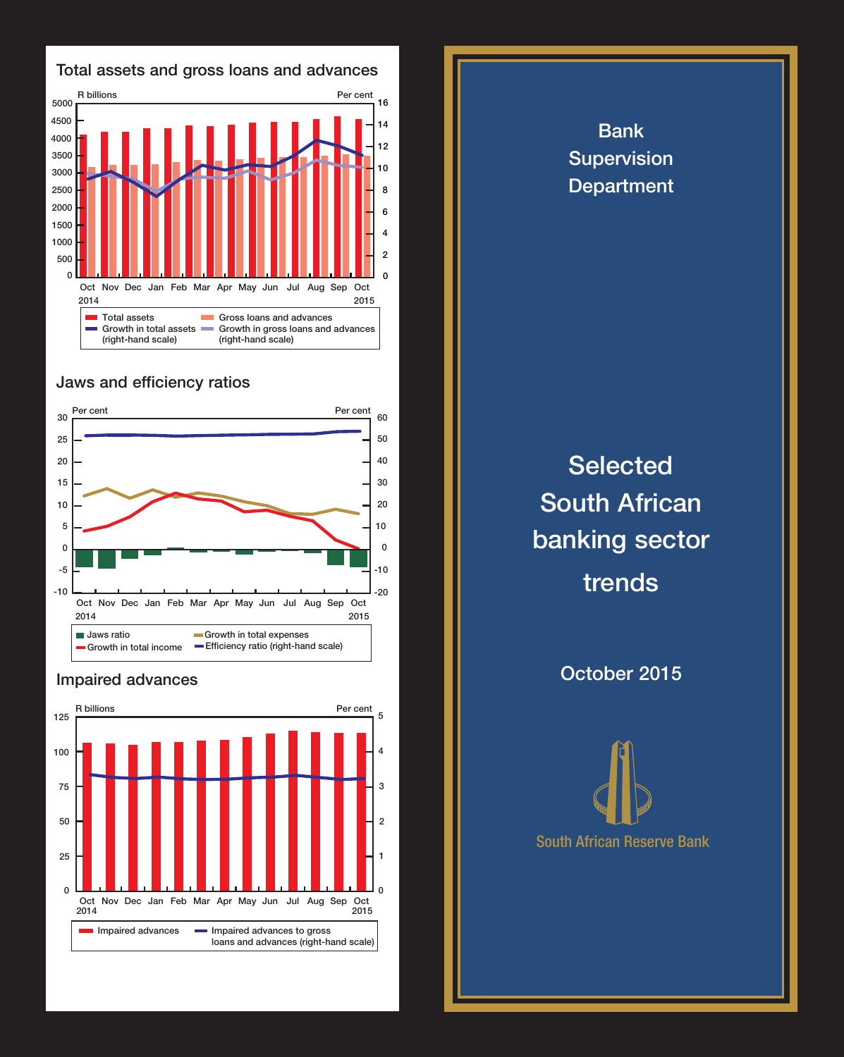## Total assets and gross loans and advances

R billions | Per cent

Oct 2014, Nov, Dec, Jan, Feb, Mar, Apr, May, Jun, Jul, Aug, Sep, Oct 2015

- Total assets
- Gross loans and advances
- Growth in total assets (right-hand scale)
- Growth in gross loans and advances (right-hand scale)

## Jaws and efficiency ratios

Per cent | Per cent

Oct 2014, Nov, Dec, Jan, Feb, Mar, Apr, May, Jun, Jul, Aug, Sep, Oct 2015

- Jaws ratio
- Growth in total income
- Growth in total expenses
- Efficiency ratio (right-hand scale)

## Impaired advances

R billions | Per cent

Oct 2014, Nov, Dec, Jan, Feb, Mar, Apr, May, Jun, Jul, Aug, Sep, Oct 2015

- Impaired advances
- Impaired advances to gross loans and advances (right-hand scale)

Bank Supervision Department

# Selected South African banking sector trends

October 2015

South African Reserve Bank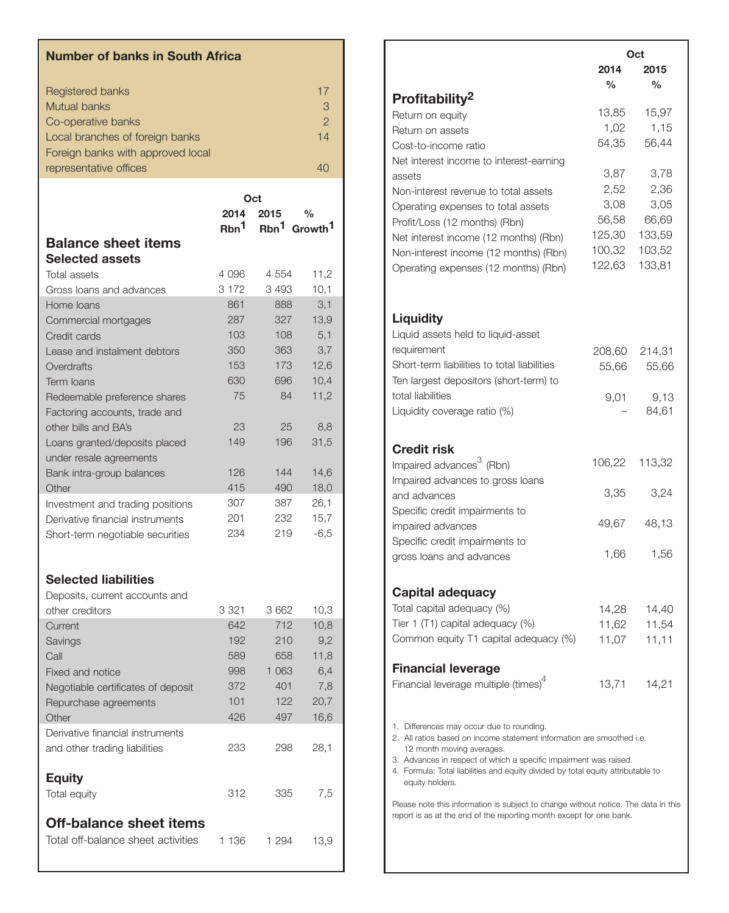## Number of banks in South Africa

| | |
|---|---|
| Registered banks | 17 |
| Mutual banks | 3 |
| Co-operative banks | 2 |
| Local branches of foreign banks | 14 |
| Foreign banks with approved local representative offices | 40 |

| | Oct 2014 Rbn[1] | Oct 2015 Rbn[1] | % Growth[1] |
|---|---|---|---|
| **Balance sheet items** | | | |
| **Selected assets** | | | |
| Total assets | 4 096 | 4 554 | 11,2 |
| Gross loans and advances | 3 172 | 3 493 | 10,1 |
| Home loans | 861 | 888 | 3,1 |
| Commercial mortgages | 287 | 327 | 13,9 |
| Credit cards | 103 | 108 | 5,1 |
| Lease and instalment debtors | 350 | 363 | 3,7 |
| Overdrafts | 153 | 173 | 12,6 |
| Term loans | 630 | 696 | 10,4 |
| Redeemable preference shares | 75 | 84 | 11,2 |
| Factoring accounts, trade and other bills and BA's | 23 | 25 | 8,8 |
| Loans granted/deposits placed under resale agreements | 149 | 196 | 31,5 |
| Bank intra-group balances | 126 | 144 | 14,6 |
| Other | 415 | 490 | 18,0 |
| Investment and trading positions | 307 | 387 | 26,1 |
| Derivative financial instruments | 201 | 232 | 15,7 |
| Short-term negotiable securities | 234 | 219 | -6,5 |
| **Selected liabilities** | | | |
| Deposits, current accounts and other creditors | 3 321 | 3 662 | 10,3 |
| Current | 642 | 712 | 10,8 |
| Savings | 192 | 210 | 9,2 |
| Call | 589 | 658 | 11,8 |
| Fixed and notice | 998 | 1 063 | 6,4 |
| Negotiable certificates of deposit | 372 | 401 | 7,8 |
| Repurchase agreements | 101 | 122 | 20,7 |
| Other | 426 | 497 | 16,6 |
| Derivative financial instruments and other trading liabilities | 233 | 298 | 28,1 |
| **Equity** | | | |
| Total equity | 312 | 335 | 7,5 |
| **Off-balance sheet items** | | | |
| Total off-balance sheet activities | 1 136 | 1 294 | 13,9 |

| | Oct 2014 % | Oct 2015 % |
|---|---|---|
| **Profitability[2]** | | |
| Return on equity | 13,85 | 15,97 |
| Return on assets | 1,02 | 1,15 |
| Cost-to-income ratio | 54,35 | 56,44 |
| Net interest income to interest-earning assets | 3,87 | 3,78 |
| Non-interest revenue to total assets | 2,52 | 2,36 |
| Operating expenses to total assets | 3,08 | 3,05 |
| Profit/Loss (12 months) (Rbn) | 56,58 | 66,69 |
| Net interest income (12 months) (Rbn) | 125,30 | 133,59 |
| Non-interest income (12 months) (Rbn) | 100,32 | 103,52 |
| Operating expenses (12 months) (Rbn) | 122,63 | 133,81 |
| **Liquidity** | | |
| Liquid assets held to liquid-asset requirement | 208,60 | 214,31 |
| Short-term liabilities to total liabilities | 55,66 | 55,66 |
| Ten largest depositors (short-term) to total liabilities | 9,01 | 9,13 |
| Liquidity coverage ratio (%) | – | 84,61 |
| **Credit risk** | | |
| Impaired advances[3] (Rbn) | 106,22 | 113,32 |
| Impaired advances to gross loans and advances | 3,35 | 3,24 |
| Specific credit impairments to impaired advances | 49,67 | 48,13 |
| Specific credit impairments to gross loans and advances | 1,66 | 1,56 |
| **Capital adequacy** | | |
| Total capital adequacy (%) | 14,28 | 14,40 |
| Tier 1 (T1) capital adequacy (%) | 11,62 | 11,54 |
| Common equity T1 capital adequacy (%) | 11,07 | 11,11 |
| **Financial leverage** | | |
| Financial leverage multiple (times)[4] | 13,71 | 14,21 |

1. Differences may occur due to rounding.
2. All ratios based on income statement information are smoothed i.e. 12 month moving averages.
3. Advances in respect of which a specific impairment was raised.
4. Formula: Total liabilities and equity divided by total equity attributable to equity holders.

Please note this information is subject to change without notice. The data in this report is as at the end of the reporting month except for one bank.